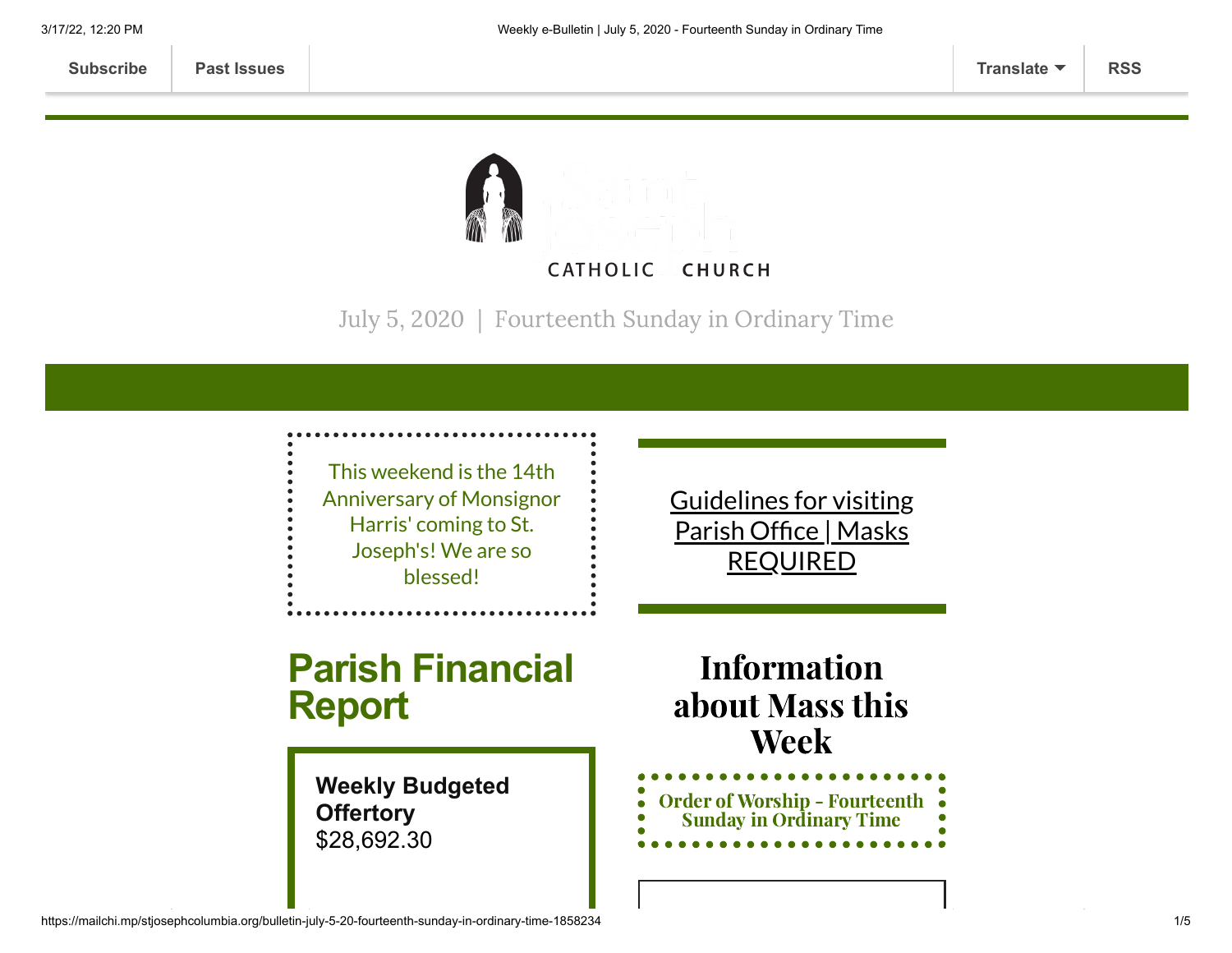Subscribe | Past Issues | Translate | RSS

CATHOLIC CHURCH

July 5, 2020 | Fourteenth Sunday in Ordinary Time

This weekend is the 14th Anniversary of Monsignor Harris' coming to St. Joseph's! We are so blessed!

## Parish Financial Report

**Weekly Budgeted Offertory**
$28,692.30

[Guidelines for visiting Parish Office | Masks REQUIRED]

## Information about Mass this Week

**Order of Worship - Fourteenth Sunday in Ordinary Time**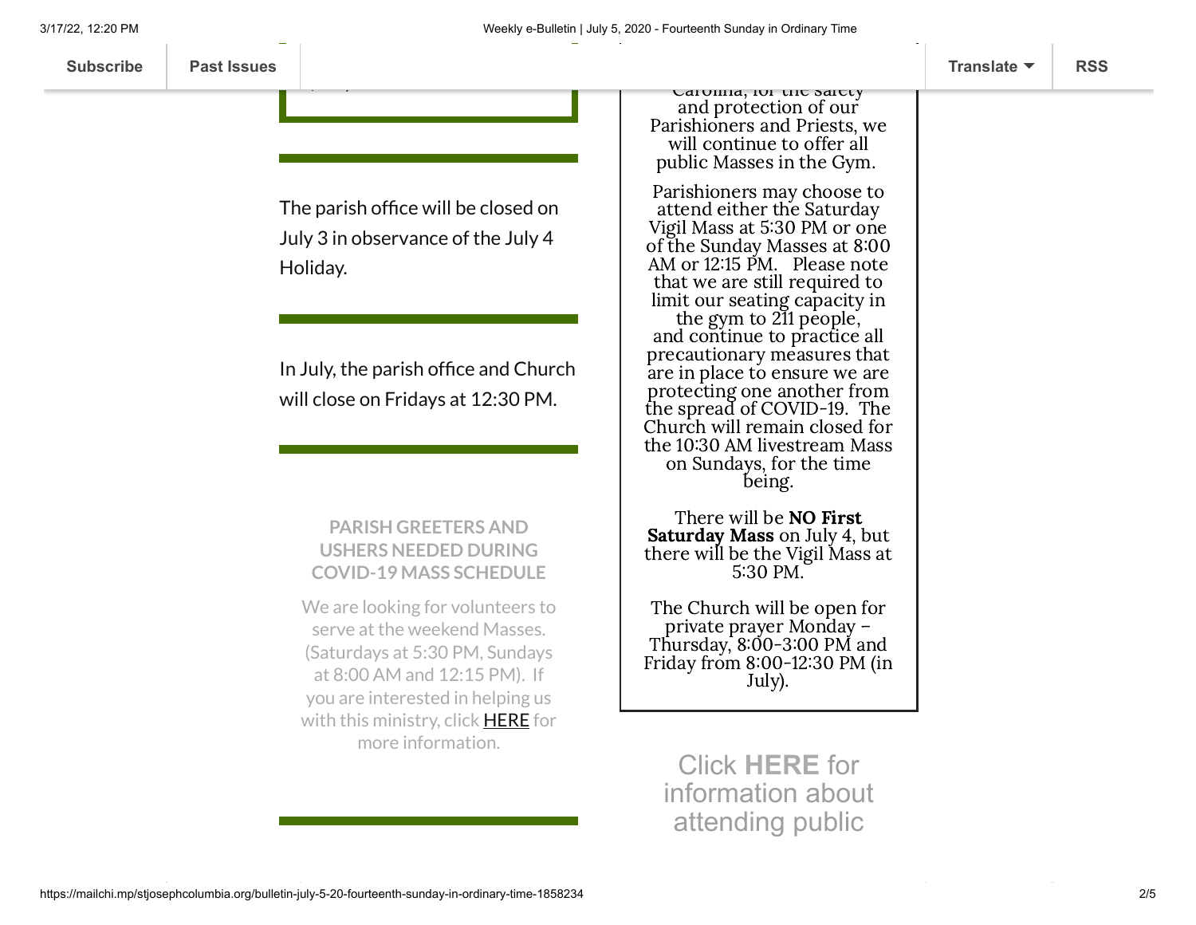The parish office will be closed on July 3 in observance of the July 4 Holiday.

In July, the parish office and Church will close on Fridays at 12:30 PM.

### PARISH GREETERS AND USHERS NEEDED DURING COVID-19 MASS SCHEDULE

We are looking for volunteers to serve at the weekend Masses. (Saturdays at 5:30 PM, Sundays at 8:00 AM and 12:15 PM). If you are interested in helping us with this ministry, click HERE for more information.

Carolina, for the safety and protection of our Parishioners and Priests, we will continue to offer all public Masses in the Gym.

Parishioners may choose to attend either the Saturday Vigil Mass at 5:30 PM or one of the Sunday Masses at 8:00 AM or 12:15 PM. Please note that we are still required to limit our seating capacity in the gym to 211 people, and continue to practice all precautionary measures that are in place to ensure we are protecting one another from the spread of COVID-19. The Church will remain closed for the 10:30 AM livestream Mass on Sundays, for the time being.

There will be **NO First Saturday Mass** on July 4, but there will be the Vigil Mass at 5:30 PM.

The Church will be open for private prayer Monday – Thursday, 8:00-3:00 PM and Friday from 8:00-12:30 PM (in July).

Click **HERE** for information about attending public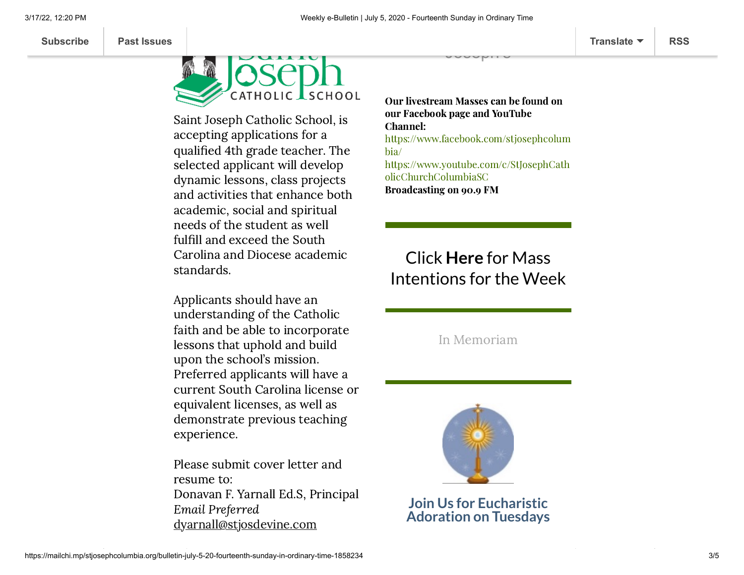Saint Joseph Catholic School, is accepting applications for a qualified 4th grade teacher. The selected applicant will develop dynamic lessons, class projects and activities that enhance both academic, social and spiritual needs of the student as well fulfill and exceed the South Carolina and Diocese academic standards.

Applicants should have an understanding of the Catholic faith and be able to incorporate lessons that uphold and build upon the school's mission. Preferred applicants will have a current South Carolina license or equivalent licenses, as well as demonstrate previous teaching experience.

Please submit cover letter and resume to:
Donavan F. Yarnall Ed.S, Principal
*Email Preferred*
dyarnall@stjosdevine.com

**Our livestream Masses can be found on our Facebook page and YouTube Channel:**
https://www.facebook.com/stjosephcolumbia/
https://www.youtube.com/c/StJosephCatholicChurchColumbiaSC
**Broadcasting on 90.9 FM**

Click **Here** for Mass Intentions for the Week

In Memoriam

## Join Us for Eucharistic Adoration on Tuesdays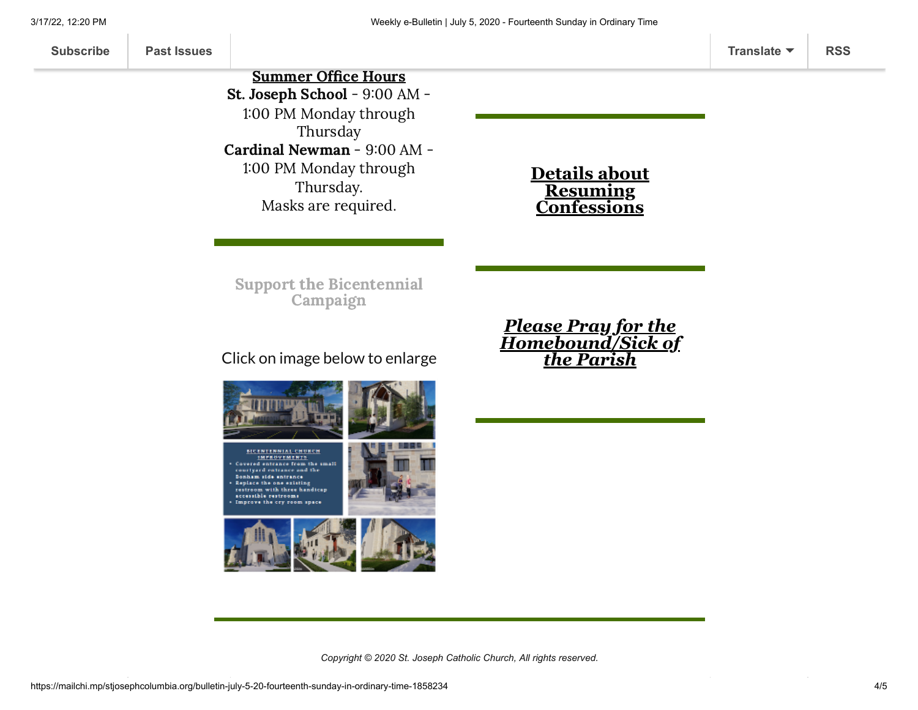**Summer Office Hours**

**St. Joseph School** - 9:00 AM - 1:00 PM Monday through Thursday

**Cardinal Newman** - 9:00 AM - 1:00 PM Monday through Thursday.

Masks are required.

## Support the Bicentennial Campaign

Click on image below to enlarge

BICENTENNIAL CHURCH IMPROVEMENTS

- Covered entrance from the small courtyard entrance and the Bonham side entrance
- Replace the one existing restroom with three handicap accessible restrooms
- Improve the cry room space

## Details about Resuming Confessions

## *Please Pray for the Homebound/Sick of the Parish*

*Copyright © 2020 St. Joseph Catholic Church, All rights reserved.*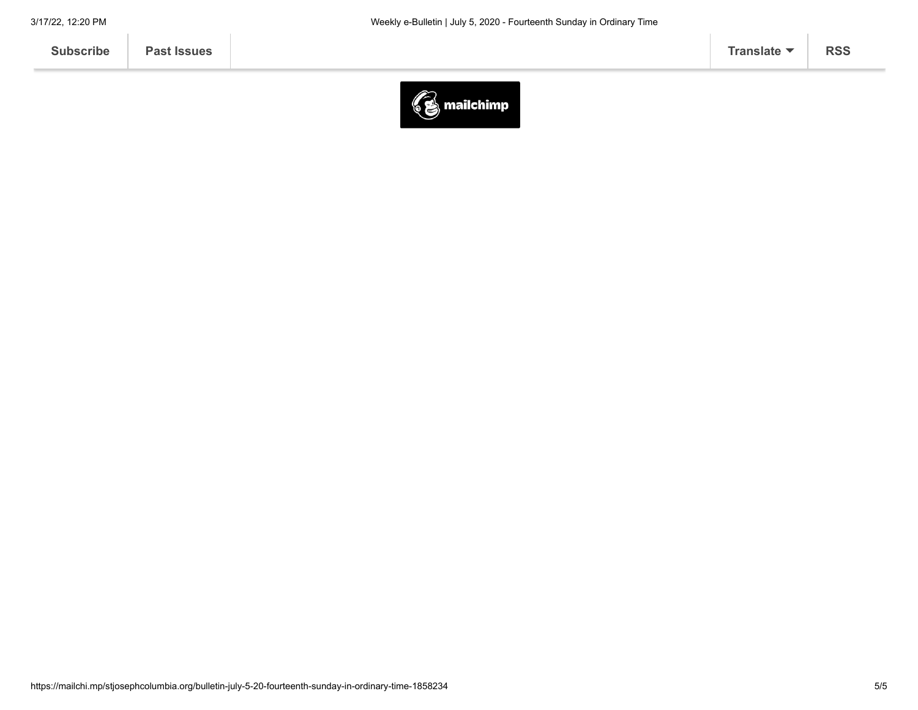Subscribe | Past Issues | Translate | RSS

mailchimp